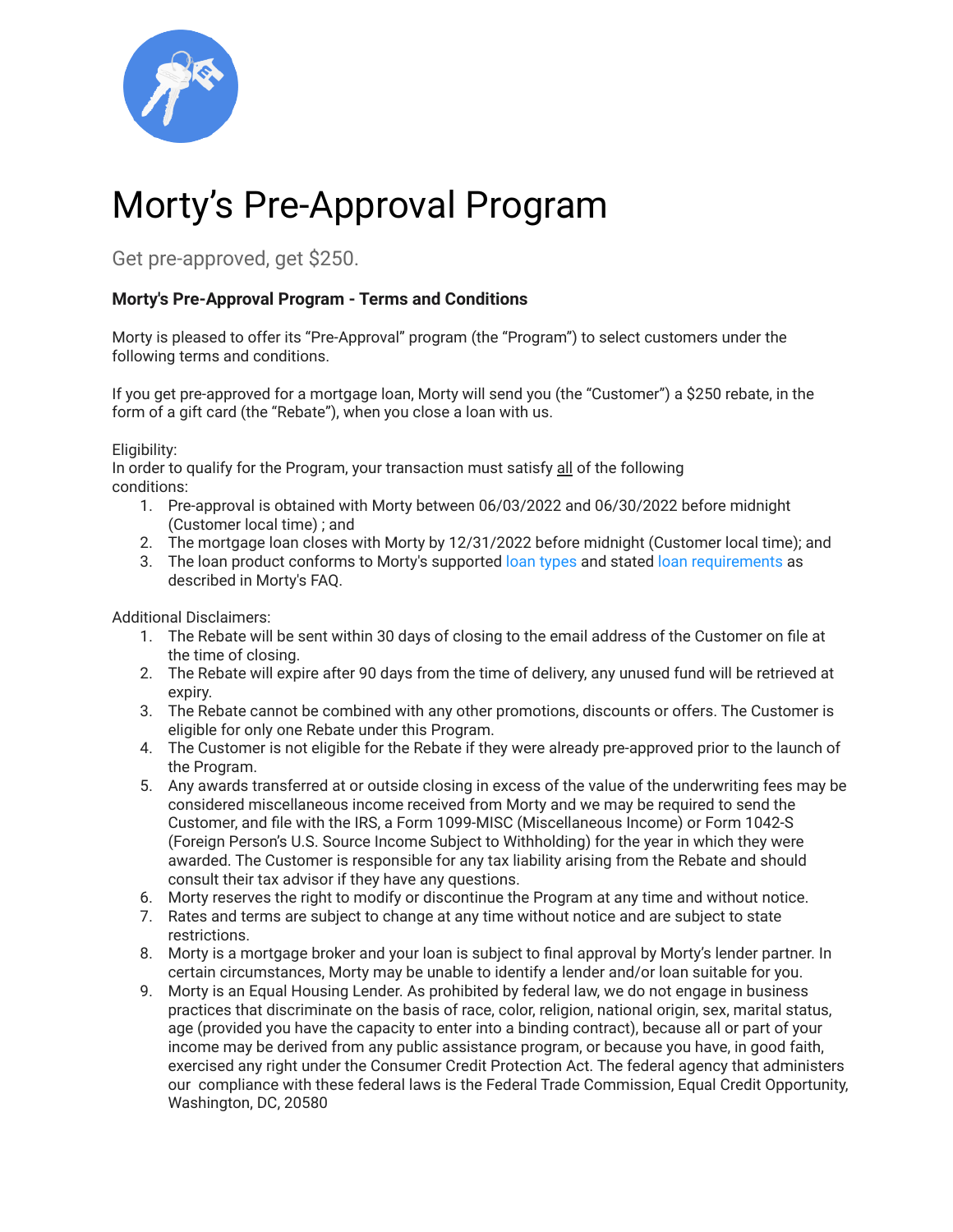# Morty's Pre-Approval Program

Get pre-approved, get $250.

**Morty's Pre-Approval Program - Terms and Conditions**

Morty is pleased to offer its "Pre-Approval" program (the "Program") to select customers under the following terms and conditions.

If you get pre-approved for a mortgage loan, Morty will send you (the "Customer") a $250 rebate, in the form of a gift card (the "Rebate"), when you close a loan with us.

Eligibility:
In order to qualify for the Program, your transaction must satisfy all of the following conditions:

1. Pre-approval is obtained with Morty between 06/03/2022 and 06/30/2022 before midnight (Customer local time) ; and
2. The mortgage loan closes with Morty by 12/31/2022 before midnight (Customer local time); and
3. The loan product conforms to Morty's supported loan types and stated loan requirements as described in Morty's FAQ.

Additional Disclaimers:

1. The Rebate will be sent within 30 days of closing to the email address of the Customer on file at the time of closing.
2. The Rebate will expire after 90 days from the time of delivery, any unused fund will be retrieved at expiry.
3. The Rebate cannot be combined with any other promotions, discounts or offers. The Customer is eligible for only one Rebate under this Program.
4. The Customer is not eligible for the Rebate if they were already pre-approved prior to the launch of the Program.
5. Any awards transferred at or outside closing in excess of the value of the underwriting fees may be considered miscellaneous income received from Morty and we may be required to send the Customer, and file with the IRS, a Form 1099-MISC (Miscellaneous Income) or Form 1042-S (Foreign Person's U.S. Source Income Subject to Withholding) for the year in which they were awarded. The Customer is responsible for any tax liability arising from the Rebate and should consult their tax advisor if they have any questions.
6. Morty reserves the right to modify or discontinue the Program at any time and without notice.
7. Rates and terms are subject to change at any time without notice and are subject to state restrictions.
8. Morty is a mortgage broker and your loan is subject to final approval by Morty's lender partner. In certain circumstances, Morty may be unable to identify a lender and/or loan suitable for you.
9. Morty is an Equal Housing Lender. As prohibited by federal law, we do not engage in business practices that discriminate on the basis of race, color, religion, national origin, sex, marital status, age (provided you have the capacity to enter into a binding contract), because all or part of your income may be derived from any public assistance program, or because you have, in good faith, exercised any right under the Consumer Credit Protection Act. The federal agency that administers our compliance with these federal laws is the Federal Trade Commission, Equal Credit Opportunity, Washington, DC, 20580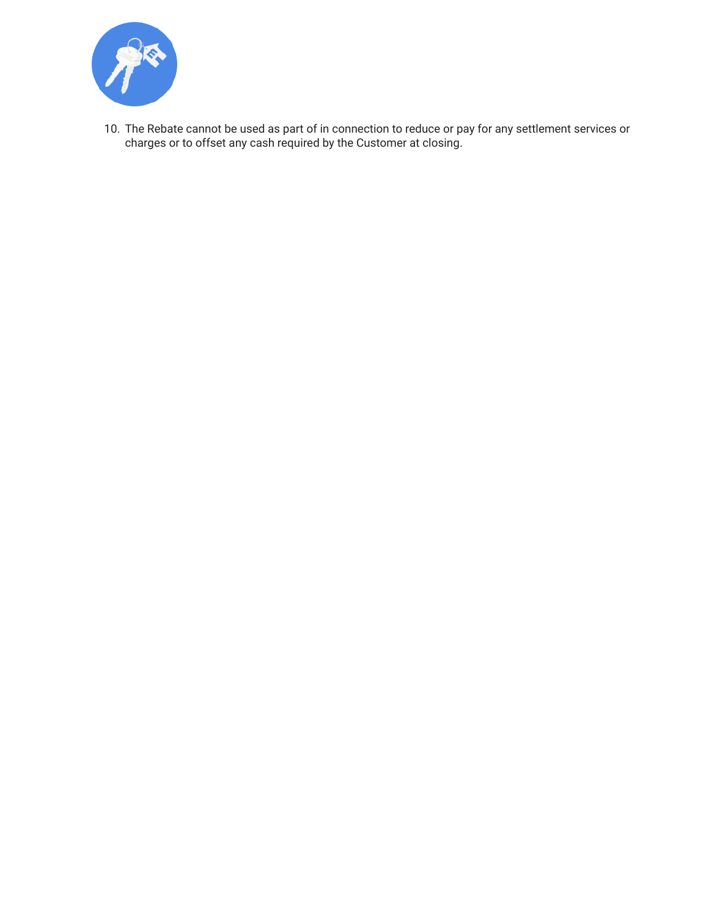10. The Rebate cannot be used as part of in connection to reduce or pay for any settlement services or charges or to offset any cash required by the Customer at closing.